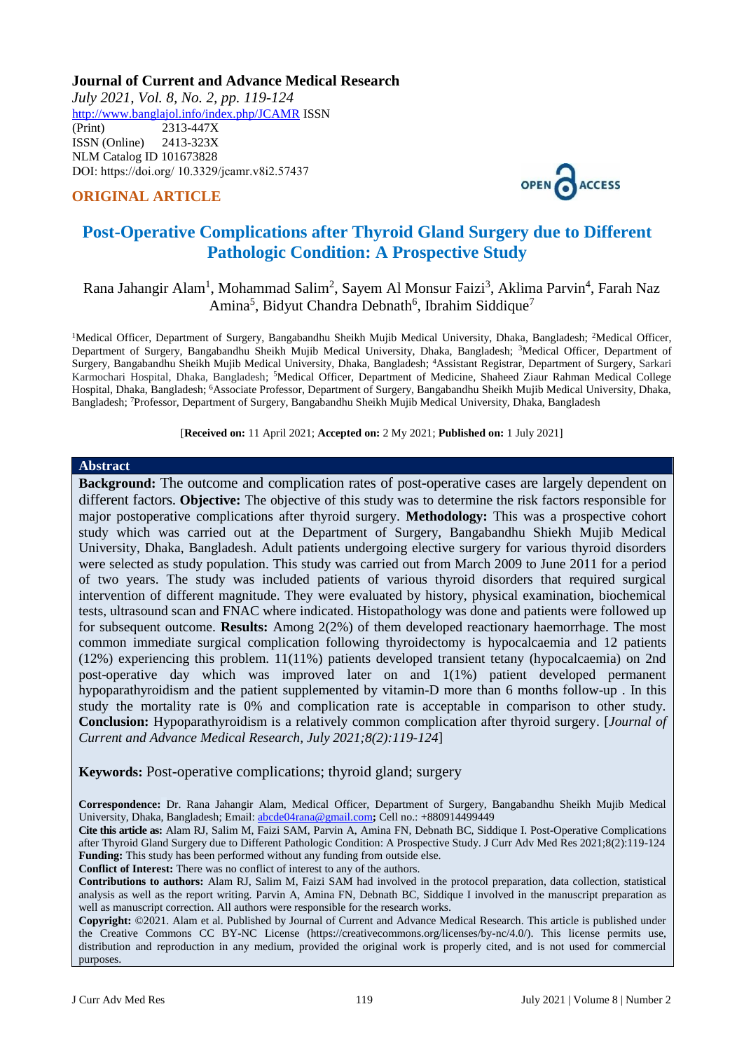**Journal of Current and Advance Medical Research**

*July 2021, Vol. 8, No. 2, pp. 119-124*

http://www.banglajol.info/index.php/JCAMR ISSN (Print) 2313-447X

ISSN (Online) 2413-323X

NLM Catalog ID 101673828

DOI: https://doi.org/ 10.3329/jcamr.v8i2.57437

OPEN ACCESS

**ORIGINAL ARTICLE**

# Post-Operative Complications after Thyroid Gland Surgery due to Different Pathologic Condition: A Prospective Study

Rana Jahangir Alam[1], Mohammad Salim[2], Sayem Al Monsur Faizi[3], Aklima Parvin[4], Farah Naz Amina[5], Bidyut Chandra Debnath[6], Ibrahim Siddique[7]

[1]Medical Officer, Department of Surgery, Bangabandhu Sheikh Mujib Medical University, Dhaka, Bangladesh; [2]Medical Officer, Department of Surgery, Bangabandhu Sheikh Mujib Medical University, Dhaka, Bangladesh; [3]Medical Officer, Department of Surgery, Bangabandhu Sheikh Mujib Medical University, Dhaka, Bangladesh; [4]Assistant Registrar, Department of Surgery, Sarkari Karmochari Hospital, Dhaka, Bangladesh; [5]Medical Officer, Department of Medicine, Shaheed Ziaur Rahman Medical College Hospital, Dhaka, Bangladesh; [6]Associate Professor, Department of Surgery, Bangabandhu Sheikh Mujib Medical University, Dhaka, Bangladesh; [7]Professor, Department of Surgery, Bangabandhu Sheikh Mujib Medical University, Dhaka, Bangladesh

[**Received on:** 11 April 2021; **Accepted on:** 2 My 2021; **Published on:** 1 July 2021]

## Abstract

**Background:** The outcome and complication rates of post-operative cases are largely dependent on different factors. **Objective:** The objective of this study was to determine the risk factors responsible for major postoperative complications after thyroid surgery. **Methodology:** This was a prospective cohort study which was carried out at the Department of Surgery, Bangabandhu Shiekh Mujib Medical University, Dhaka, Bangladesh. Adult patients undergoing elective surgery for various thyroid disorders were selected as study population. This study was carried out from March 2009 to June 2011 for a period of two years. The study was included patients of various thyroid disorders that required surgical intervention of different magnitude. They were evaluated by history, physical examination, biochemical tests, ultrasound scan and FNAC where indicated. Histopathology was done and patients were followed up for subsequent outcome. **Results:** Among 2(2%) of them developed reactionary haemorrhage. The most common immediate surgical complication following thyroidectomy is hypocalcaemia and 12 patients (12%) experiencing this problem. 11(11%) patients developed transient tetany (hypocalcaemia) on 2nd post-operative day which was improved later on and 1(1%) patient developed permanent hypoparathyroidism and the patient supplemented by vitamin-D more than 6 months follow-up . In this study the mortality rate is 0% and complication rate is acceptable in comparison to other study. **Conclusion:** Hypoparathyroidism is a relatively common complication after thyroid surgery. [*Journal of Current and Advance Medical Research, July 2021;8(2):119-124*]

**Keywords:** Post-operative complications; thyroid gland; surgery

**Correspondence:** Dr. Rana Jahangir Alam, Medical Officer, Department of Surgery, Bangabandhu Sheikh Mujib Medical University, Dhaka, Bangladesh; Email: abcde04rana@gmail.com**;** Cell no.: +880914499449

**Cite this article as:** Alam RJ, Salim M, Faizi SAM, Parvin A, Amina FN, Debnath BC, Siddique I. Post-Operative Complications after Thyroid Gland Surgery due to Different Pathologic Condition: A Prospective Study. J Curr Adv Med Res 2021;8(2):119-124

**Funding:** This study has been performed without any funding from outside else.

**Conflict of Interest:** There was no conflict of interest to any of the authors.

**Contributions to authors:** Alam RJ, Salim M, Faizi SAM had involved in the protocol preparation, data collection, statistical analysis as well as the report writing. Parvin A, Amina FN, Debnath BC, Siddique I involved in the manuscript preparation as well as manuscript correction. All authors were responsible for the research works.

**Copyright:** ©2021. Alam et al. Published by Journal of Current and Advance Medical Research. This article is published under the Creative Commons CC BY-NC License (https://creativecommons.org/licenses/by-nc/4.0/). This license permits use, distribution and reproduction in any medium, provided the original work is properly cited, and is not used for commercial purposes.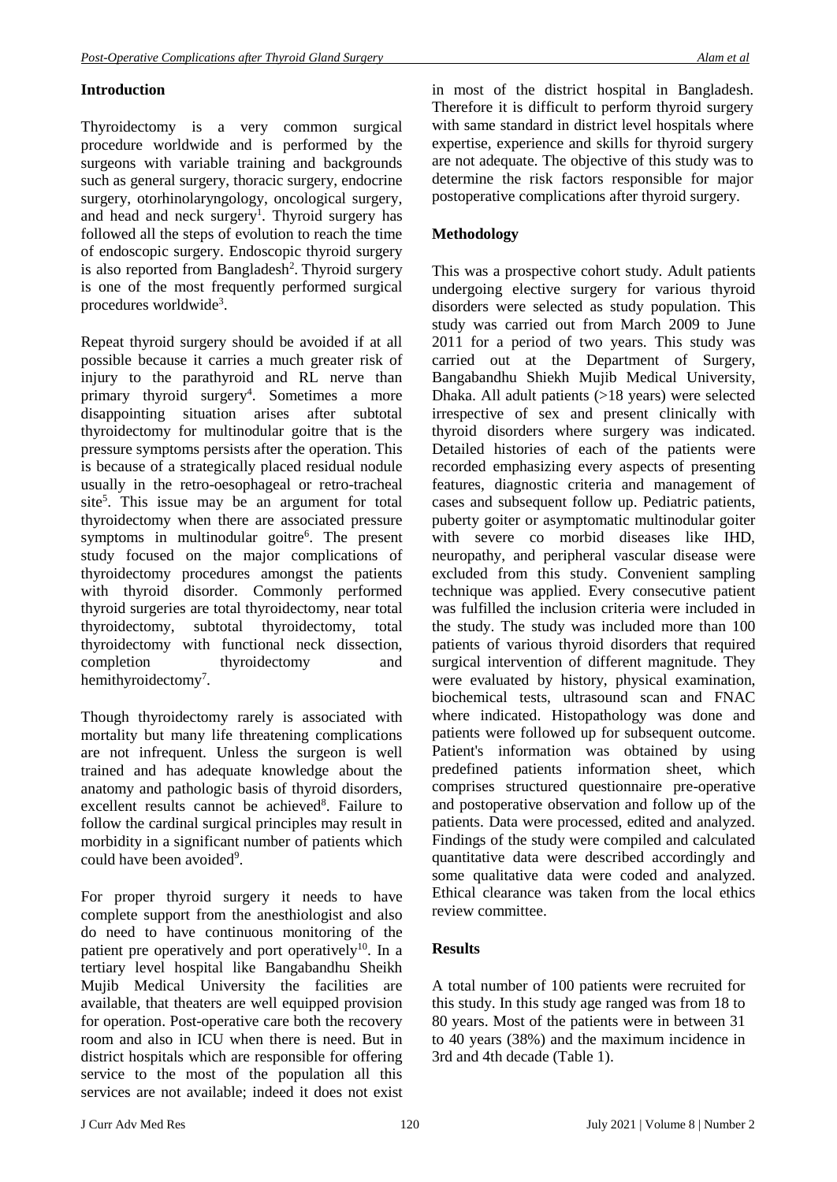## Introduction

Thyroidectomy is a very common surgical procedure worldwide and is performed by the surgeons with variable training and backgrounds such as general surgery, thoracic surgery, endocrine surgery, otorhinolaryngology, oncological surgery, and head and neck surgery[1]. Thyroid surgery has followed all the steps of evolution to reach the time of endoscopic surgery. Endoscopic thyroid surgery is also reported from Bangladesh[2]. Thyroid surgery is one of the most frequently performed surgical procedures worldwide[3].

Repeat thyroid surgery should be avoided if at all possible because it carries a much greater risk of injury to the parathyroid and RL nerve than primary thyroid surgery[4]. Sometimes a more disappointing situation arises after subtotal thyroidectomy for multinodular goitre that is the pressure symptoms persists after the operation. This is because of a strategically placed residual nodule usually in the retro-oesophageal or retro-tracheal site[5]. This issue may be an argument for total thyroidectomy when there are associated pressure symptoms in multinodular goitre[6]. The present study focused on the major complications of thyroidectomy procedures amongst the patients with thyroid disorder. Commonly performed thyroid surgeries are total thyroidectomy, near total thyroidectomy, subtotal thyroidectomy, total thyroidectomy with functional neck dissection, completion thyroidectomy and hemithyroidectomy[7].

Though thyroidectomy rarely is associated with mortality but many life threatening complications are not infrequent. Unless the surgeon is well trained and has adequate knowledge about the anatomy and pathologic basis of thyroid disorders, excellent results cannot be achieved[8]. Failure to follow the cardinal surgical principles may result in morbidity in a significant number of patients which could have been avoided[9].

For proper thyroid surgery it needs to have complete support from the anesthiologist and also do need to have continuous monitoring of the patient pre operatively and port operatively[10]. In a tertiary level hospital like Bangabandhu Sheikh Mujib Medical University the facilities are available, that theaters are well equipped provision for operation. Post-operative care both the recovery room and also in ICU when there is need. But in district hospitals which are responsible for offering service to the most of the population all this services are not available; indeed it does not exist in most of the district hospital in Bangladesh. Therefore it is difficult to perform thyroid surgery with same standard in district level hospitals where expertise, experience and skills for thyroid surgery are not adequate. The objective of this study was to determine the risk factors responsible for major postoperative complications after thyroid surgery.

## Methodology

This was a prospective cohort study. Adult patients undergoing elective surgery for various thyroid disorders were selected as study population. This study was carried out from March 2009 to June 2011 for a period of two years. This study was carried out at the Department of Surgery, Bangabandhu Shiekh Mujib Medical University, Dhaka. All adult patients (>18 years) were selected irrespective of sex and present clinically with thyroid disorders where surgery was indicated. Detailed histories of each of the patients were recorded emphasizing every aspects of presenting features, diagnostic criteria and management of cases and subsequent follow up. Pediatric patients, puberty goiter or asymptomatic multinodular goiter with severe co morbid diseases like IHD, neuropathy, and peripheral vascular disease were excluded from this study. Convenient sampling technique was applied. Every consecutive patient was fulfilled the inclusion criteria were included in the study. The study was included more than 100 patients of various thyroid disorders that required surgical intervention of different magnitude. They were evaluated by history, physical examination, biochemical tests, ultrasound scan and FNAC where indicated. Histopathology was done and patients were followed up for subsequent outcome. Patient's information was obtained by using predefined patients information sheet, which comprises structured questionnaire pre-operative and postoperative observation and follow up of the patients. Data were processed, edited and analyzed. Findings of the study were compiled and calculated quantitative data were described accordingly and some qualitative data were coded and analyzed. Ethical clearance was taken from the local ethics review committee.

## Results

A total number of 100 patients were recruited for this study. In this study age ranged was from 18 to 80 years. Most of the patients were in between 31 to 40 years (38%) and the maximum incidence in 3rd and 4th decade (Table 1).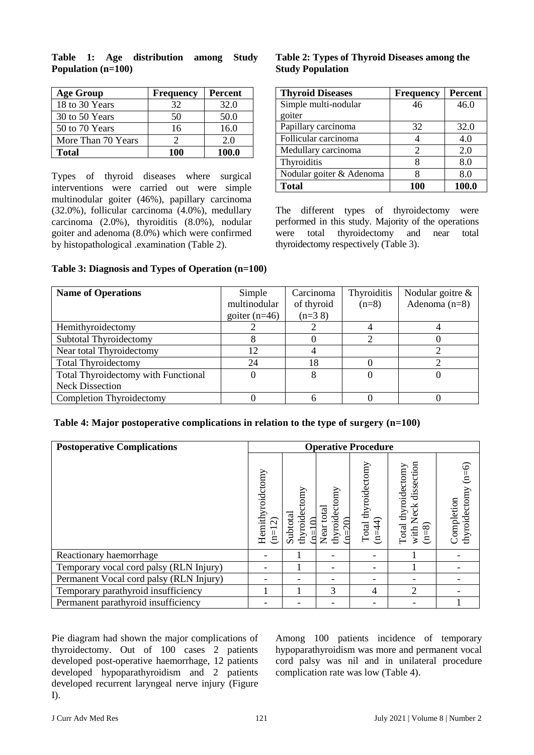**Table 1: Age distribution among Study Population (n=100)**

| Age Group | Frequency | Percent |
|---|---|---|
| 18 to 30 Years | 32 | 32.0 |
| 30 to 50 Years | 50 | 50.0 |
| 50 to 70 Years | 16 | 16.0 |
| More Than 70 Years | 2 | 2.0 |
| **Total** | **100** | **100.0** |

Types of thyroid diseases where surgical interventions were carried out were simple multinodular goiter (46%), papillary carcinoma (32.0%), follicular carcinoma (4.0%), medullary carcinoma (2.0%), thyroiditis (8.0%), nodular goiter and adenoma (8.0%) which were confirmed by histopathological .examination (Table 2).

**Table 2: Types of Thyroid Diseases among the Study Population**

| Thyroid Diseases | Frequency | Percent |
|---|---|---|
| Simple multi-nodular goiter | 46 | 46.0 |
| Papillary carcinoma | 32 | 32.0 |
| Follicular carcinoma | 4 | 4.0 |
| Medullary carcinoma | 2 | 2.0 |
| Thyroiditis | 8 | 8.0 |
| Nodular goiter & Adenoma | 8 | 8.0 |
| **Total** | **100** | **100.0** |

The different types of thyroidectomy were performed in this study. Majority of the operations were total thyroidectomy and near total thyroidectomy respectively (Table 3).

**Table 3: Diagnosis and Types of Operation (n=100)**

| Name of Operations | Simple multinodular goiter (n=46) | Carcinoma of thyroid (n=3 8) | Thyroiditis (n=8) | Nodular goitre & Adenoma (n=8) |
|---|---|---|---|---|
| Hemithyroidectomy | 2 | 2 | 4 | 4 |
| Subtotal Thyroidectomy | 8 | 0 | 2 | 0 |
| Near total Thyroidectomy | 12 | 4 | | 2 |
| Total Thyroidectomy | 24 | 18 | 0 | 2 |
| Total Thyroidectomy with Functional Neck Dissection | 0 | 8 | 0 | 0 |
| Completion Thyroidectomy | 0 | 6 | 0 | 0 |

**Table 4: Major postoperative complications in relation to the type of surgery (n=100)**

| Postoperative Complications | Operative Procedure | | | | | |
|---|---|---|---|---|---|---|
| | Hemithyroidctomy (n=12) | Subtotal thyroidectomy (n=10) | Near total thyroidectomy (n=20) | Total thyroidectomy (n=44) | Total thyroidectomy with Neck dissection (n=8) | Completion thyroidectomy (n=6) |
| Reactionary haemorrhage | - | 1 | - | - | 1 | - |
| Temporary vocal cord palsy (RLN Injury) | - | 1 | - | - | 1 | - |
| Permanent Vocal cord palsy (RLN Injury) | - | - | - | - | - | - |
| Temporary parathyroid insufficiency | 1 | 1 | 3 | 4 | 2 | - |
| Permanent parathyroid insufficiency | - | - | - | - | - | 1 |

Pie diagram had shown the major complications of thyroidectomy. Out of 100 cases 2 patients developed post-operative haemorrhage, 12 patients developed hypoparathyroidism and 2 patients developed recurrent laryngeal nerve injury (Figure I).

Among 100 patients incidence of temporary hypoparathyroidism was more and permanent vocal cord palsy was nil and in unilateral procedure complication rate was low (Table 4).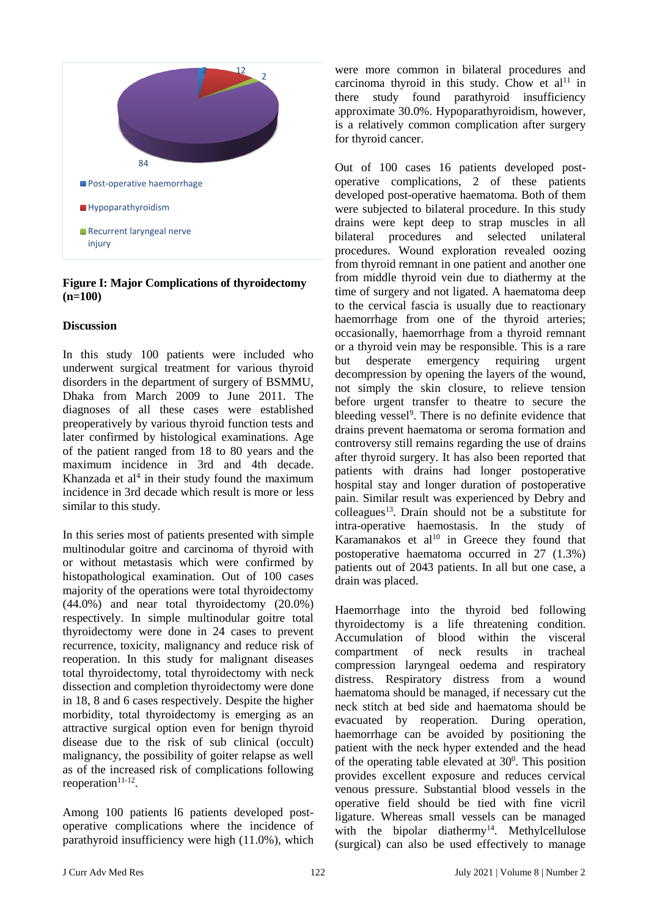**Figure I: Major Complications of thyroidectomy (n=100)**

## Discussion

In this study 100 patients were included who underwent surgical treatment for various thyroid disorders in the department of surgery of BSMMU, Dhaka from March 2009 to June 2011. The diagnoses of all these cases were established preoperatively by various thyroid function tests and later confirmed by histological examinations. Age of the patient ranged from 18 to 80 years and the maximum incidence in 3rd and 4th decade. Khanzada et al[4] in their study found the maximum incidence in 3rd decade which result is more or less similar to this study.

In this series most of patients presented with simple multinodular goitre and carcinoma of thyroid with or without metastasis which were confirmed by histopathological examination. Out of 100 cases majority of the operations were total thyroidectomy (44.0%) and near total thyroidectomy (20.0%) respectively. In simple multinodular goitre total thyroidectomy were done in 24 cases to prevent recurrence, toxicity, malignancy and reduce risk of reoperation. In this study for malignant diseases total thyroidectomy, total thyroidectomy with neck dissection and completion thyroidectomy were done in 18, 8 and 6 cases respectively. Despite the higher morbidity, total thyroidectomy is emerging as an attractive surgical option even for benign thyroid disease due to the risk of sub clinical (occult) malignancy, the possibility of goiter relapse as well as of the increased risk of complications following reoperation[11-12].

Among 100 patients 16 patients developed post-operative complications where the incidence of parathyroid insufficiency were high (11.0%), which were more common in bilateral procedures and carcinoma thyroid in this study. Chow et al[11] in there study found parathyroid insufficiency approximate 30.0%. Hypoparathyroidism, however, is a relatively common complication after surgery for thyroid cancer.

Out of 100 cases 16 patients developed post-operative complications, 2 of these patients developed post-operative haematoma. Both of them were subjected to bilateral procedure. In this study drains were kept deep to strap muscles in all bilateral procedures and selected unilateral procedures. Wound exploration revealed oozing from thyroid remnant in one patient and another one from middle thyroid vein due to diathermy at the time of surgery and not ligated. A haematoma deep to the cervical fascia is usually due to reactionary haemorrhage from one of the thyroid arteries; occasionally, haemorrhage from a thyroid remnant or a thyroid vein may be responsible. This is a rare but desperate emergency requiring urgent decompression by opening the layers of the wound, not simply the skin closure, to relieve tension before urgent transfer to theatre to secure the bleeding vessel[9]. There is no definite evidence that drains prevent haematoma or seroma formation and controversy still remains regarding the use of drains after thyroid surgery. It has also been reported that patients with drains had longer postoperative hospital stay and longer duration of postoperative pain. Similar result was experienced by Debry and colleagues[13]. Drain should not be a substitute for intra-operative haemostasis. In the study of Karamanakos et al[10] in Greece they found that postoperative haematoma occurred in 27 (1.3%) patients out of 2043 patients. In all but one case, a drain was placed.

Haemorrhage into the thyroid bed following thyroidectomy is a life threatening condition. Accumulation of blood within the visceral compartment of neck results in tracheal compression laryngeal oedema and respiratory distress. Respiratory distress from a wound haematoma should be managed, if necessary cut the neck stitch at bed side and haematoma should be evacuated by reoperation. During operation, haemorrhage can be avoided by positioning the patient with the neck hyper extended and the head of the operating table elevated at $30^0$. This position provides excellent exposure and reduces cervical venous pressure. Substantial blood vessels in the operative field should be tied with fine vicril ligature. Whereas small vessels can be managed with the bipolar diathermy[14]. Methylcellulose (surgical) can also be used effectively to manage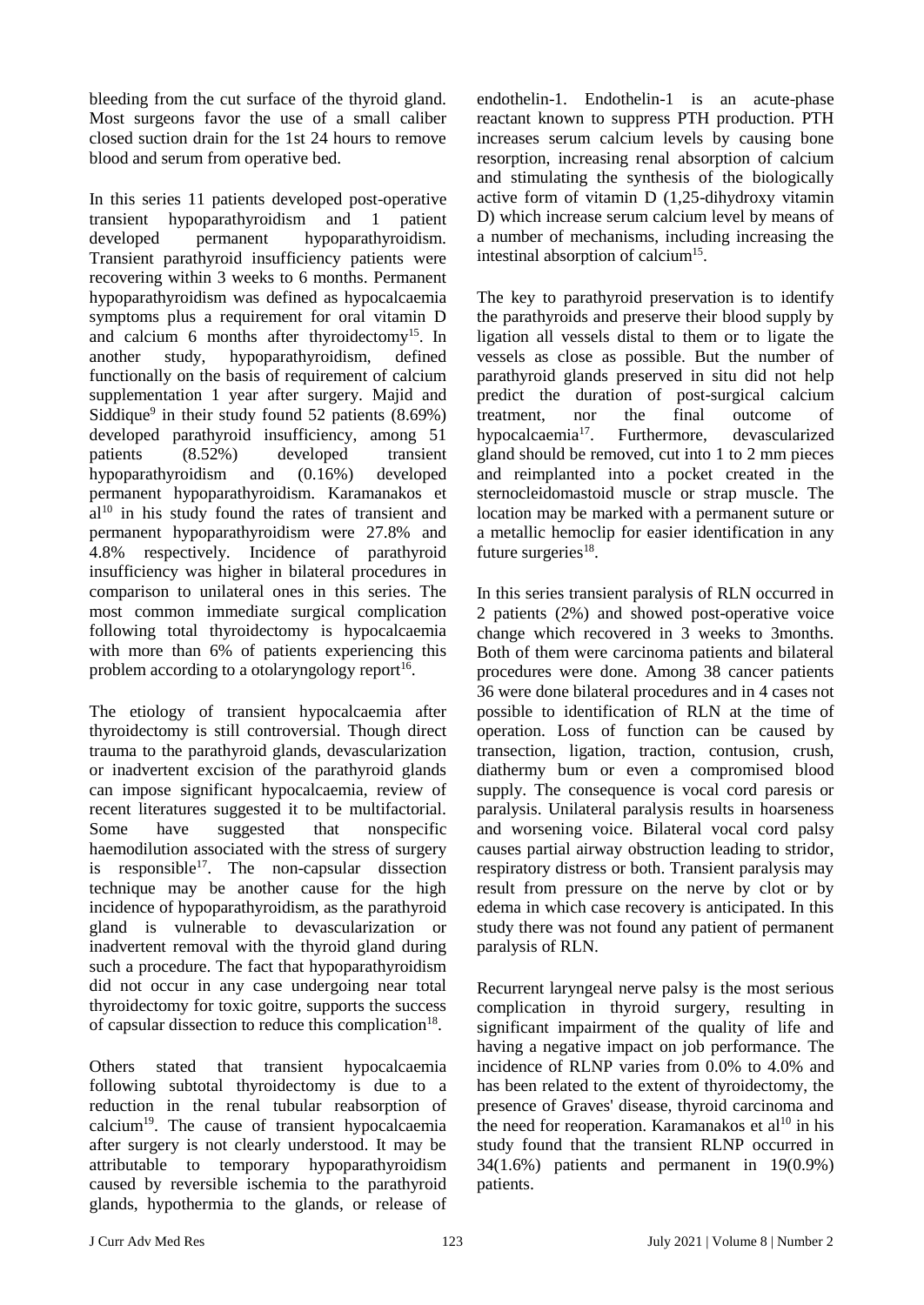bleeding from the cut surface of the thyroid gland. Most surgeons favor the use of a small caliber closed suction drain for the 1st 24 hours to remove blood and serum from operative bed.

In this series 11 patients developed post-operative transient hypoparathyroidism and 1 patient developed permanent hypoparathyroidism. Transient parathyroid insufficiency patients were recovering within 3 weeks to 6 months. Permanent hypoparathyroidism was defined as hypocalcaemia symptoms plus a requirement for oral vitamin D and calcium 6 months after thyroidectomy[15]. In another study, hypoparathyroidism, defined functionally on the basis of requirement of calcium supplementation 1 year after surgery. Majid and Siddique[9] in their study found 52 patients (8.69%) developed parathyroid insufficiency, among 51 patients (8.52%) developed transient hypoparathyroidism and (0.16%) developed permanent hypoparathyroidism. Karamanakos et al[10] in his study found the rates of transient and permanent hypoparathyroidism were 27.8% and 4.8% respectively. Incidence of parathyroid insufficiency was higher in bilateral procedures in comparison to unilateral ones in this series. The most common immediate surgical complication following total thyroidectomy is hypocalcaemia with more than 6% of patients experiencing this problem according to a otolaryngology report[16].

The etiology of transient hypocalcaemia after thyroidectomy is still controversial. Though direct trauma to the parathyroid glands, devascularization or inadvertent excision of the parathyroid glands can impose significant hypocalcaemia, review of recent literatures suggested it to be multifactorial. Some have suggested that nonspecific haemodilution associated with the stress of surgery is responsible[17]. The non-capsular dissection technique may be another cause for the high incidence of hypoparathyroidism, as the parathyroid gland is vulnerable to devascularization or inadvertent removal with the thyroid gland during such a procedure. The fact that hypoparathyroidism did not occur in any case undergoing near total thyroidectomy for toxic goitre, supports the success of capsular dissection to reduce this complication[18].

Others stated that transient hypocalcaemia following subtotal thyroidectomy is due to a reduction in the renal tubular reabsorption of calcium[19]. The cause of transient hypocalcaemia after surgery is not clearly understood. It may be attributable to temporary hypoparathyroidism caused by reversible ischemia to the parathyroid glands, hypothermia to the glands, or release of endothelin-1. Endothelin-1 is an acute-phase reactant known to suppress PTH production. PTH increases serum calcium levels by causing bone resorption, increasing renal absorption of calcium and stimulating the synthesis of the biologically active form of vitamin D (1,25-dihydroxy vitamin D) which increase serum calcium level by means of a number of mechanisms, including increasing the intestinal absorption of calcium[15].

The key to parathyroid preservation is to identify the parathyroids and preserve their blood supply by ligation all vessels distal to them or to ligate the vessels as close as possible. But the number of parathyroid glands preserved in situ did not help predict the duration of post-surgical calcium treatment, nor the final outcome of hypocalcaemia[17]. Furthermore, devascularized gland should be removed, cut into 1 to 2 mm pieces and reimplanted into a pocket created in the sternocleidomastoid muscle or strap muscle. The location may be marked with a permanent suture or a metallic hemoclip for easier identification in any future surgeries[18].

In this series transient paralysis of RLN occurred in 2 patients (2%) and showed post-operative voice change which recovered in 3 weeks to 3months. Both of them were carcinoma patients and bilateral procedures were done. Among 38 cancer patients 36 were done bilateral procedures and in 4 cases not possible to identification of RLN at the time of operation. Loss of function can be caused by transection, ligation, traction, contusion, crush, diathermy bum or even a compromised blood supply. The consequence is vocal cord paresis or paralysis. Unilateral paralysis results in hoarseness and worsening voice. Bilateral vocal cord palsy causes partial airway obstruction leading to stridor, respiratory distress or both. Transient paralysis may result from pressure on the nerve by clot or by edema in which case recovery is anticipated. In this study there was not found any patient of permanent paralysis of RLN.

Recurrent laryngeal nerve palsy is the most serious complication in thyroid surgery, resulting in significant impairment of the quality of life and having a negative impact on job performance. The incidence of RLNP varies from 0.0% to 4.0% and has been related to the extent of thyroidectomy, the presence of Graves' disease, thyroid carcinoma and the need for reoperation. Karamanakos et al[10] in his study found that the transient RLNP occurred in 34(1.6%) patients and permanent in 19(0.9%) patients.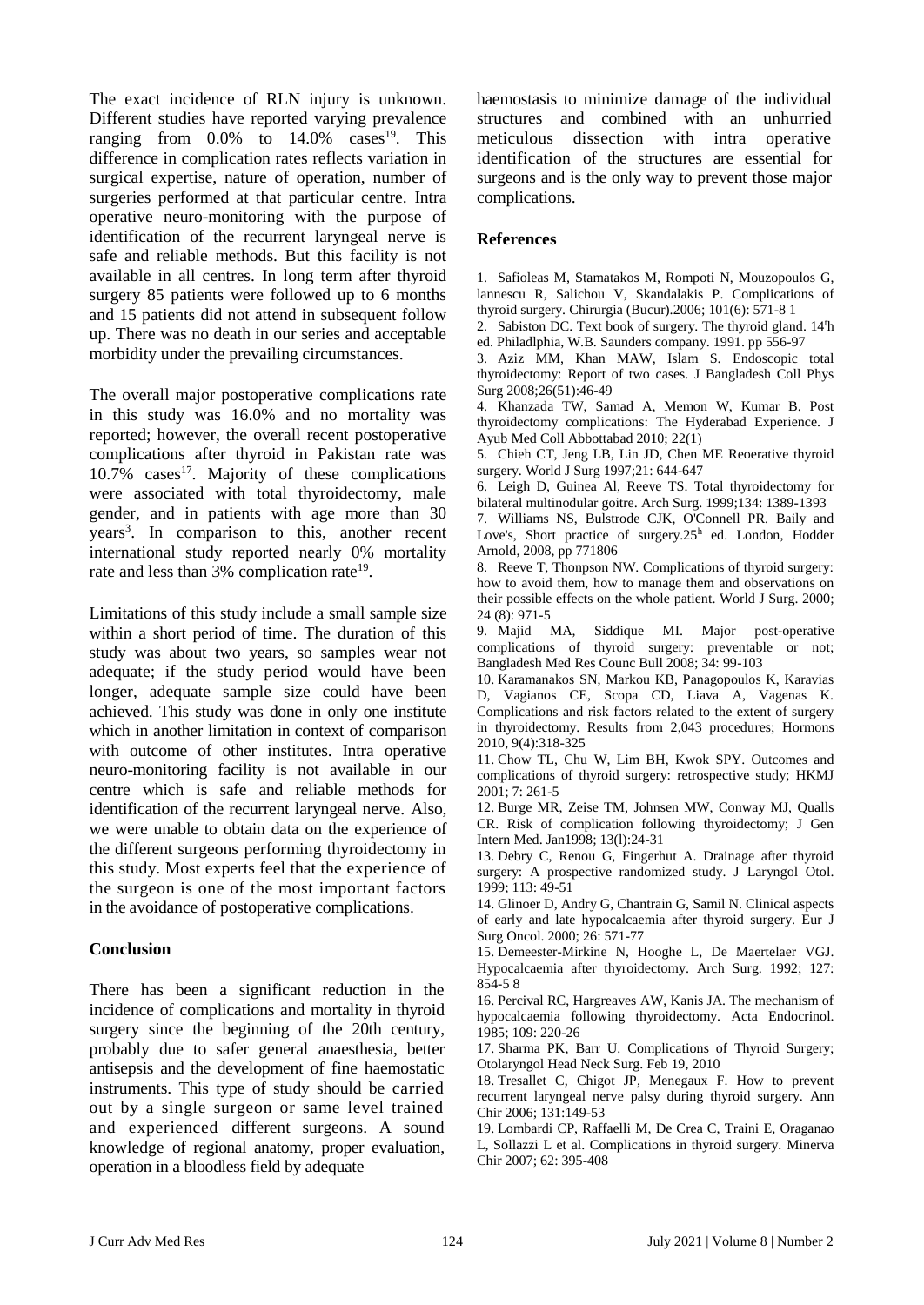The exact incidence of RLN injury is unknown. Different studies have reported varying prevalence ranging from 0.0% to 14.0% cases[19]. This difference in complication rates reflects variation in surgical expertise, nature of operation, number of surgeries performed at that particular centre. Intra operative neuro-monitoring with the purpose of identification of the recurrent laryngeal nerve is safe and reliable methods. But this facility is not available in all centres. In long term after thyroid surgery 85 patients were followed up to 6 months and 15 patients did not attend in subsequent follow up. There was no death in our series and acceptable morbidity under the prevailing circumstances.

The overall major postoperative complications rate in this study was 16.0% and no mortality was reported; however, the overall recent postoperative complications after thyroid in Pakistan rate was 10.7% cases[17]. Majority of these complications were associated with total thyroidectomy, male gender, and in patients with age more than 30 years[3]. In comparison to this, another recent international study reported nearly 0% mortality rate and less than 3% complication rate[19].

Limitations of this study include a small sample size within a short period of time. The duration of this study was about two years, so samples wear not adequate; if the study period would have been longer, adequate sample size could have been achieved. This study was done in only one institute which in another limitation in context of comparison with outcome of other institutes. Intra operative neuro-monitoring facility is not available in our centre which is safe and reliable methods for identification of the recurrent laryngeal nerve. Also, we were unable to obtain data on the experience of the different surgeons performing thyroidectomy in this study. Most experts feel that the experience of the surgeon is one of the most important factors in the avoidance of postoperative complications.

## Conclusion

There has been a significant reduction in the incidence of complications and mortality in thyroid surgery since the beginning of the 20th century, probably due to safer general anaesthesia, better antisepsis and the development of fine haemostatic instruments. This type of study should be carried out by a single surgeon or same level trained and experienced different surgeons. A sound knowledge of regional anatomy, proper evaluation, operation in a bloodless field by adequate haemostasis to minimize damage of the individual structures and combined with an unhurried meticulous dissection with intra operative identification of the structures are essential for surgeons and is the only way to prevent those major complications.

## References

1. Safioleas M, Stamatakos M, Rompoti N, Mouzopoulos G, lannescu R, Salichou V, Skandalakis P. Complications of thyroid surgery. Chirurgia (Bucur).2006; 101(6): 571-8 1
2. Sabiston DC. Text book of surgery. The thyroid gland. 14'h ed. Philadlphia, W.B. Saunders company. 1991. pp 556-97
3. Aziz MM, Khan MAW, Islam S. Endoscopic total thyroidectomy: Report of two cases. J Bangladesh Coll Phys Surg 2008;26(51):46-49
4. Khanzada TW, Samad A, Memon W, Kumar B. Post thyroidectomy complications: The Hyderabad Experience. J Ayub Med Coll Abbottabad 2010; 22(1)
5. Chieh CT, Jeng LB, Lin JD, Chen ME Reoerative thyroid surgery. World J Surg 1997;21: 644-647
6. Leigh D, Guinea Al, Reeve TS. Total thyroidectomy for bilateral multinodular goitre. Arch Surg. 1999;134: 1389-1393
7. Williams NS, Bulstrode CJK, O'Connell PR. Baily and Love's, Short practice of surgery.25h ed. London, Hodder Arnold, 2008, pp 771806
8. Reeve T, Thonpson NW. Complications of thyroid surgery: how to avoid them, how to manage them and observations on their possible effects on the whole patient. World J Surg. 2000; 24 (8): 971-5
9. Majid MA, Siddique MI. Major post-operative complications of thyroid surgery: preventable or not; Bangladesh Med Res Counc Bull 2008; 34: 99-103
10. Karamanakos SN, Markou KB, Panagopoulos K, Karavias D, Vagianos CE, Scopa CD, Liava A, Vagenas K. Complications and risk factors related to the extent of surgery in thyroidectomy. Results from 2,043 procedures; Hormons 2010, 9(4):318-325
11. Chow TL, Chu W, Lim BH, Kwok SPY. Outcomes and complications of thyroid surgery: retrospective study; HKMJ 2001; 7: 261-5
12. Burge MR, Zeise TM, Johnsen MW, Conway MJ, Qualls CR. Risk of complication following thyroidectomy; J Gen Intern Med. Jan1998; 13(l):24-31
13. Debry C, Renou G, Fingerhut A. Drainage after thyroid surgery: A prospective randomized study. J Laryngol Otol. 1999; 113: 49-51
14. Glinoer D, Andry G, Chantrain G, Samil N. Clinical aspects of early and late hypocalcaemia after thyroid surgery. Eur J Surg Oncol. 2000; 26: 571-77
15. Demeester-Mirkine N, Hooghe L, De Maertelaer VGJ. Hypocalcaemia after thyroidectomy. Arch Surg. 1992; 127: 854-5 8
16. Percival RC, Hargreaves AW, Kanis JA. The mechanism of hypocalcaemia following thyroidectomy. Acta Endocrinol. 1985; 109: 220-26
17. Sharma PK, Barr U. Complications of Thyroid Surgery; Otolaryngol Head Neck Surg. Feb 19, 2010
18. Tresallet C, Chigot JP, Menegaux F. How to prevent recurrent laryngeal nerve palsy during thyroid surgery. Ann Chir 2006; 131:149-53
19. Lombardi CP, Raffaelli M, De Crea C, Traini E, Oraganao L, Sollazzi L et al. Complications in thyroid surgery. Minerva Chir 2007; 62: 395-408